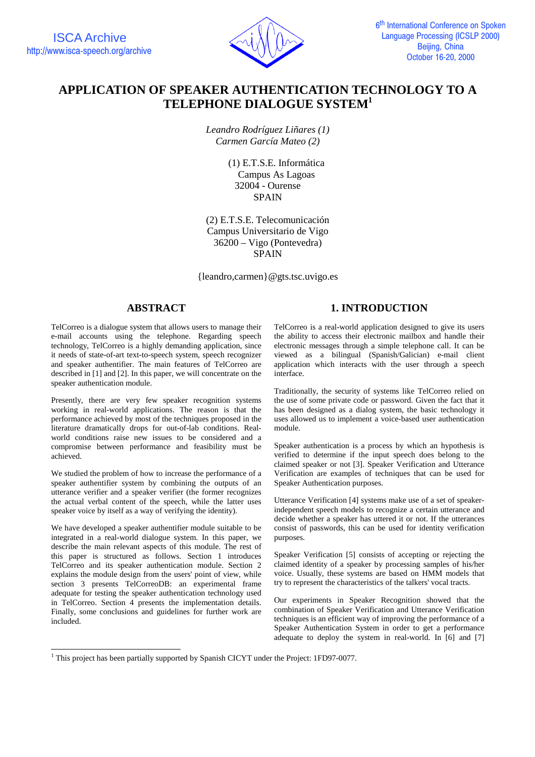# APPLICATION OF SPEAKER AUTHENTICATION TECHNOLOGY TO A TELEPHONE DIALOGUE SYSTEM[1]

*Leandro Rodríguez Liñares (1)*
*Carmen García Mateo (2)*

(1) E.T.S.E. Informática
Campus As Lagoas
32004 - Ourense
SPAIN

(2) E.T.S.E. Telecomunicación
Campus Universitario de Vigo
36200 – Vigo (Pontevedra)
SPAIN

{leandro,carmen}@gts.tsc.uvigo.es

## ABSTRACT

TelCorreo is a dialogue system that allows users to manage their e-mail accounts using the telephone. Regarding speech technology, TelCorreo is a highly demanding application, since it needs of state-of-art text-to-speech system, speech recognizer and speaker authentifier. The main features of TelCorreo are described in [1] and [2]. In this paper, we will concentrate on the speaker authentication module.

Presently, there are very few speaker recognition systems working in real-world applications. The reason is that the performance achieved by most of the techniques proposed in the literature dramatically drops for out-of-lab conditions. Real-world conditions raise new issues to be considered and a compromise between performance and feasibility must be achieved.

We studied the problem of how to increase the performance of a speaker authentifier system by combining the outputs of an utterance verifier and a speaker verifier (the former recognizes the actual verbal content of the speech, while the latter uses speaker voice by itself as a way of verifying the identity).

We have developed a speaker authentifier module suitable to be integrated in a real-world dialogue system. In this paper, we describe the main relevant aspects of this module. The rest of this paper is structured as follows. Section 1 introduces TelCorreo and its speaker authentication module. Section 2 explains the module design from the users' point of view, while section 3 presents TelCorreoDB: an experimental frame adequate for testing the speaker authentication technology used in TelCorreo. Section 4 presents the implementation details. Finally, some conclusions and guidelines for further work are included.

## 1. INTRODUCTION

TelCorreo is a real-world application designed to give its users the ability to access their electronic mailbox and handle their electronic messages through a simple telephone call. It can be viewed as a bilingual (Spanish/Galician) e-mail client application which interacts with the user through a speech interface.

Traditionally, the security of systems like TelCorreo relied on the use of some private code or password. Given the fact that it has been designed as a dialog system, the basic technology it uses allowed us to implement a voice-based user authentication module.

Speaker authentication is a process by which an hypothesis is verified to determine if the input speech does belong to the claimed speaker or not [3]. Speaker Verification and Utterance Verification are examples of techniques that can be used for Speaker Authentication purposes.

Utterance Verification [4] systems make use of a set of speaker-independent speech models to recognize a certain utterance and decide whether a speaker has uttered it or not. If the utterances consist of passwords, this can be used for identity verification purposes.

Speaker Verification [5] consists of accepting or rejecting the claimed identity of a speaker by processing samples of his/her voice. Usually, these systems are based on HMM models that try to represent the characteristics of the talkers' vocal tracts.

Our experiments in Speaker Recognition showed that the combination of Speaker Verification and Utterance Verification techniques is an efficient way of improving the performance of a Speaker Authentication System in order to get a performance adequate to deploy the system in real-world. In [6] and [7]

[1] This project has been partially supported by Spanish CICYT under the Project: 1FD97-0077.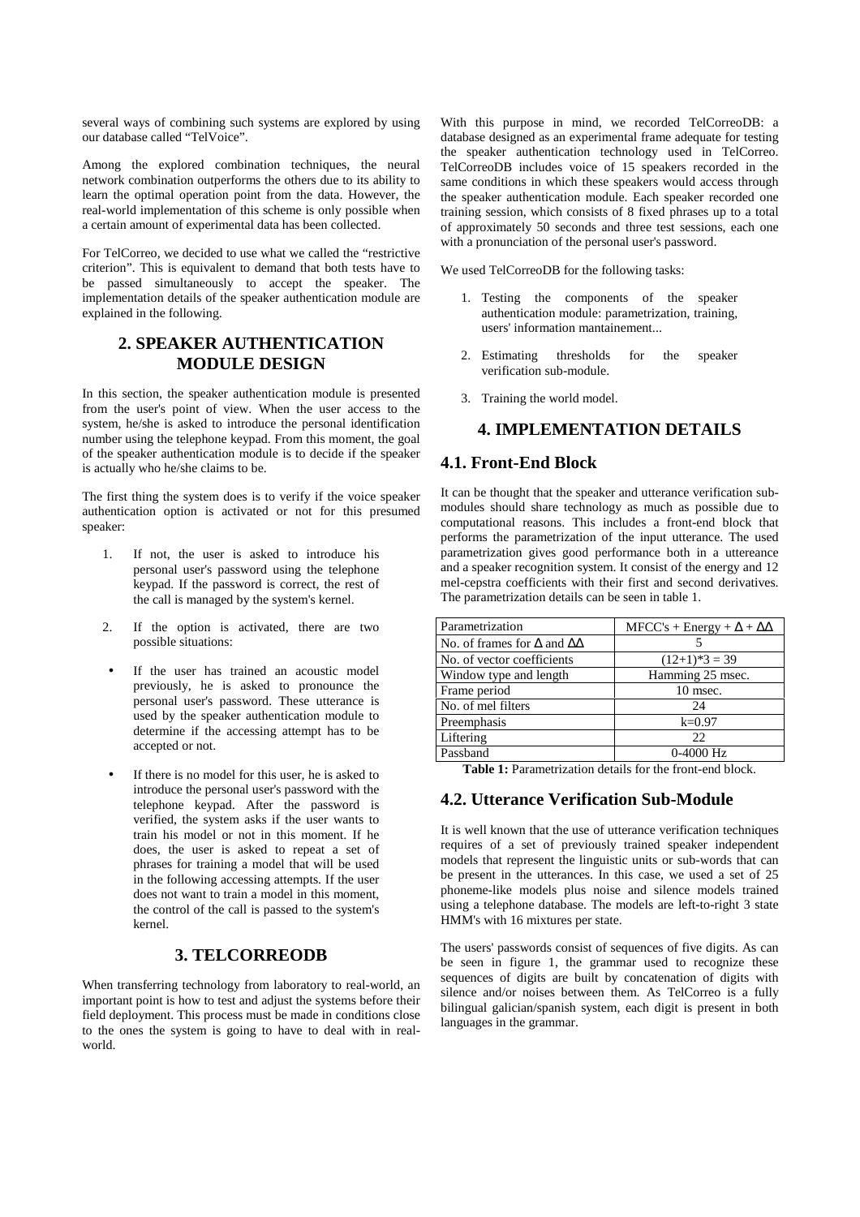several ways of combining such systems are explored by using our database called “TelVoice”.

Among the explored combination techniques, the neural network combination outperforms the others due to its ability to learn the optimal operation point from the data. However, the real-world implementation of this scheme is only possible when a certain amount of experimental data has been collected.

For TelCorreo, we decided to use what we called the “restrictive criterion”. This is equivalent to demand that both tests have to be passed simultaneously to accept the speaker. The implementation details of the speaker authentication module are explained in the following.

# 2. SPEAKER AUTHENTICATION MODULE DESIGN

In this section, the speaker authentication module is presented from the user's point of view. When the user access to the system, he/she is asked to introduce the personal identification number using the telephone keypad. From this moment, the goal of the speaker authentication module is to decide if the speaker is actually who he/she claims to be.

The first thing the system does is to verify if the voice speaker authentication option is activated or not for this presumed speaker:

1. If not, the user is asked to introduce his personal user's password using the telephone keypad. If the password is correct, the rest of the call is managed by the system's kernel.
2. If the option is activated, there are two possible situations:
   - If the user has trained an acoustic model previously, he is asked to pronounce the personal user's password. These utterance is used by the speaker authentication module to determine if the accessing attempt has to be accepted or not.
   - If there is no model for this user, he is asked to introduce the personal user's password with the telephone keypad. After the password is verified, the system asks if the user wants to train his model or not in this moment. If he does, the user is asked to repeat a set of phrases for training a model that will be used in the following accessing attempts. If the user does not want to train a model in this moment, the control of the call is passed to the system's kernel.

# 3. TELCORREODB

When transferring technology from laboratory to real-world, an important point is how to test and adjust the systems before their field deployment. This process must be made in conditions close to the ones the system is going to have to deal with in real-world.

With this purpose in mind, we recorded TelCorreoDB: a database designed as an experimental frame adequate for testing the speaker authentication technology used in TelCorreo. TelCorreoDB includes voice of 15 speakers recorded in the same conditions in which these speakers would access through the speaker authentication module. Each speaker recorded one training session, which consists of 8 fixed phrases up to a total of approximately 50 seconds and three test sessions, each one with a pronunciation of the personal user's password.

We used TelCorreoDB for the following tasks:

1. Testing the components of the speaker authentication module: parametrization, training, users' information mantainement...
2. Estimating thresholds for the speaker verification sub-module.
3. Training the world model.

# 4. IMPLEMENTATION DETAILS

## 4.1. Front-End Block

It can be thought that the speaker and utterance verification sub-modules should share technology as much as possible due to computational reasons. This includes a front-end block that performs the parametrization of the input utterance. The used parametrization gives good performance both in a uttereance and a speaker recognition system. It consist of the energy and 12 mel-cepstra coefficients with their first and second derivatives. The parametrization details can be seen in table 1.

| Parametrization | MFCC's + Energy + $\Delta$ + $\Delta\Delta$ |
|---|---|
| No. of frames for $\Delta$ and $\Delta\Delta$ | 5 |
| No. of vector coefficients | (12+1)*3 = 39 |
| Window type and length | Hamming 25 msec. |
| Frame period | 10 msec. |
| No. of mel filters | 24 |
| Preemphasis | k=0.97 |
| Liftering | 22 |
| Passband | 0-4000 Hz |

**Table 1:** Parametrization details for the front-end block.

## 4.2. Utterance Verification Sub-Module

It is well known that the use of utterance verification techniques requires of a set of previously trained speaker independent models that represent the linguistic units or sub-words that can be present in the utterances. In this case, we used a set of 25 phoneme-like models plus noise and silence models trained using a telephone database. The models are left-to-right 3 state HMM's with 16 mixtures per state.

The users' passwords consist of sequences of five digits. As can be seen in figure 1, the grammar used to recognize these sequences of digits are built by concatenation of digits with silence and/or noises between them. As TelCorreo is a fully bilingual galician/spanish system, each digit is present in both languages in the grammar.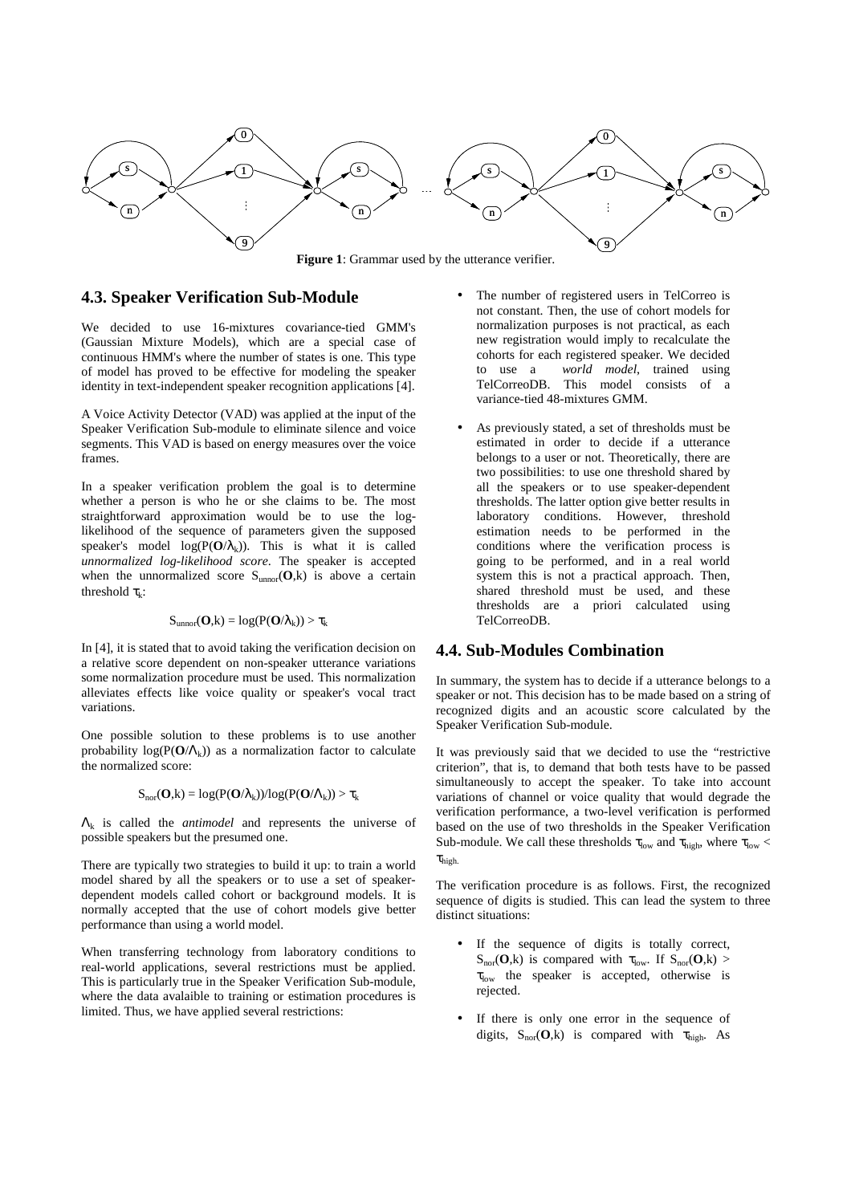**Figure 1**: Grammar used by the utterance verifier.

### 4.3. Speaker Verification Sub-Module

We decided to use 16-mixtures covariance-tied GMM's (Gaussian Mixture Models), which are a special case of continuous HMM's where the number of states is one. This type of model has proved to be effective for modeling the speaker identity in text-independent speaker recognition applications [4].

A Voice Activity Detector (VAD) was applied at the input of the Speaker Verification Sub-module to eliminate silence and voice segments. This VAD is based on energy measures over the voice frames.

In a speaker verification problem the goal is to determine whether a person is who he or she claims to be. The most straightforward approximation would be to use the log-likelihood of the sequence of parameters given the supposed speaker's model $\log(P(\mathbf{O}/\lambda_k))$. This is what it is called *unnormalized log-likelihood score*. The speaker is accepted when the unnormalized score $S_{unnor}(\mathbf{O},k)$ is above a certain threshold $\tau_k$:

$$S_{unnor}(\mathbf{O},k) = \log(P(\mathbf{O}/\lambda_k)) > \tau_k$$

In [4], it is stated that to avoid taking the verification decision on a relative score dependent on non-speaker utterance variations some normalization procedure must be used. This normalization alleviates effects like voice quality or speaker's vocal tract variations.

One possible solution to these problems is to use another probability $\log(P(\mathbf{O}/\Lambda_k))$ as a normalization factor to calculate the normalized score:

$$S_{nor}(\mathbf{O},k) = \log(P(\mathbf{O}/\lambda_k))/\log(P(\mathbf{O}/\Lambda_k)) > \tau_k$$

$\Lambda_k$ is called the *antimodel* and represents the universe of possible speakers but the presumed one.

There are typically two strategies to build it up: to train a world model shared by all the speakers or to use a set of speaker-dependent models called cohort or background models. It is normally accepted that the use of cohort models give better performance than using a world model.

When transferring technology from laboratory conditions to real-world applications, several restrictions must be applied. This is particularly true in the Speaker Verification Sub-module, where the data avalaible to training or estimation procedures is limited. Thus, we have applied several restrictions:

- The number of registered users in TelCorreo is not constant. Then, the use of cohort models for normalization purposes is not practical, as each new registration would imply to recalculate the cohorts for each registered speaker. We decided to use a *world model*, trained using TelCorreoDB. This model consists of a variance-tied 48-mixtures GMM.

- As previously stated, a set of thresholds must be estimated in order to decide if a utterance belongs to a user or not. Theoretically, there are two possibilities: to use one threshold shared by all the speakers or to use speaker-dependent thresholds. The latter option give better results in laboratory conditions. However, threshold estimation needs to be performed in the conditions where the verification process is going to be performed, and in a real world system this is not a practical approach. Then, shared threshold must be used, and these thresholds are a priori calculated using TelCorreoDB.

### 4.4. Sub-Modules Combination

In summary, the system has to decide if a utterance belongs to a speaker or not. This decision has to be made based on a string of recognized digits and an acoustic score calculated by the Speaker Verification Sub-module.

It was previously said that we decided to use the "restrictive criterion", that is, to demand that both tests have to be passed simultaneously to accept the speaker. To take into account variations of channel or voice quality that would degrade the verification performance, a two-level verification is performed based on the use of two thresholds in the Speaker Verification Sub-module. We call these thresholds $\tau_{low}$ and $\tau_{high}$, where $\tau_{low} < \tau_{high}$.

The verification procedure is as follows. First, the recognized sequence of digits is studied. This can lead the system to three distinct situations:

- If the sequence of digits is totally correct, $S_{nor}(\mathbf{O},k)$ is compared with $\tau_{low}$. If $S_{nor}(\mathbf{O},k) > \tau_{low}$ the speaker is accepted, otherwise is rejected.

- If there is only one error in the sequence of digits, $S_{nor}(\mathbf{O},k)$ is compared with $\tau_{high}$. As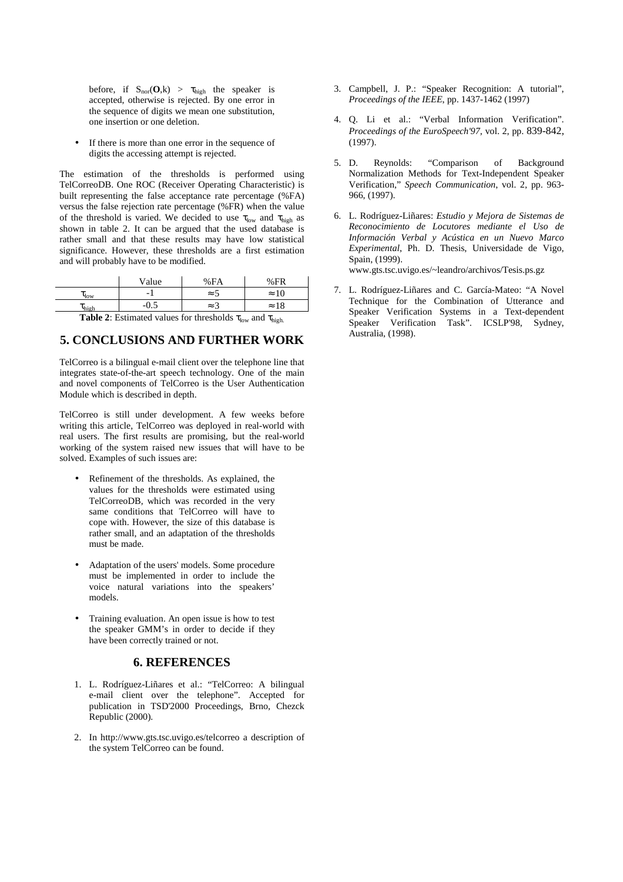before, if $S_{nor}(\mathbf{O},k) > \tau_{high}$ the speaker is accepted, otherwise is rejected. By one error in the sequence of digits we mean one substitution, one insertion or one deletion.

- If there is more than one error in the sequence of digits the accessing attempt is rejected.

The estimation of the thresholds is performed using TelCorreoDB. One ROC (Receiver Operating Characteristic) is built representing the false acceptance rate percentage (%FA) versus the false rejection rate percentage (%FR) when the value of the threshold is varied. We decided to use $\tau_{low}$ and $\tau_{high}$ as shown in table 2. It can be argued that the used database is rather small and that these results may have low statistical significance. However, these thresholds are a first estimation and will probably have to be modified.

| | Value | %FA | %FR |
|---|---|---|---|
| $\tau_{low}$ | -1 | $\approx 5$ | $\approx 10$ |
| $\tau_{high}$ | -0.5 | $\approx 3$ | $\approx 18$ |

**Table 2**: Estimated values for thresholds $\tau_{low}$ and $\tau_{high.}$

## 5. CONCLUSIONS AND FURTHER WORK

TelCorreo is a bilingual e-mail client over the telephone line that integrates state-of-the-art speech technology. One of the main and novel components of TelCorreo is the User Authentication Module which is described in depth.

TelCorreo is still under development. A few weeks before writing this article, TelCorreo was deployed in real-world with real users. The first results are promising, but the real-world working of the system raised new issues that will have to be solved. Examples of such issues are:

- Refinement of the thresholds. As explained, the values for the thresholds were estimated using TelCorreoDB, which was recorded in the very same conditions that TelCorreo will have to cope with. However, the size of this database is rather small, and an adaptation of the thresholds must be made.

- Adaptation of the users' models. Some procedure must be implemented in order to include the voice natural variations into the speakers' models.

- Training evaluation. An open issue is how to test the speaker GMM's in order to decide if they have been correctly trained or not.

## 6. REFERENCES

1. L. Rodríguez-Liñares et al.: "TelCorreo: A bilingual e-mail client over the telephone". Accepted for publication in TSD'2000 Proceedings, Brno, Chezck Republic (2000).

2. In http://www.gts.tsc.uvigo.es/telcorreo a description of the system TelCorreo can be found.

3. Campbell, J. P.: "Speaker Recognition: A tutorial", *Proceedings of the IEEE*, pp. 1437-1462 (1997)

4. Q. Li et al.: "Verbal Information Verification". *Proceedings of the EuroSpeech'97*, vol. 2, pp. 839-842, (1997).

5. D. Reynolds: "Comparison of Background Normalization Methods for Text-Independent Speaker Verification," *Speech Communication*, vol. 2, pp. 963-966, (1997).

6. L. Rodríguez-Liñares: *Estudio y Mejora de Sistemas de Reconocimiento de Locutores mediante el Uso de Información Verbal y Acústica en un Nuevo Marco Experimental*, Ph. D. Thesis, Universidade de Vigo, Spain, (1999). www.gts.tsc.uvigo.es/~leandro/archivos/Tesis.ps.gz

7. L. Rodríguez-Liñares and C. García-Mateo: "A Novel Technique for the Combination of Utterance and Speaker Verification Systems in a Text-dependent Speaker Verification Task". ICSLP'98, Sydney, Australia, (1998).